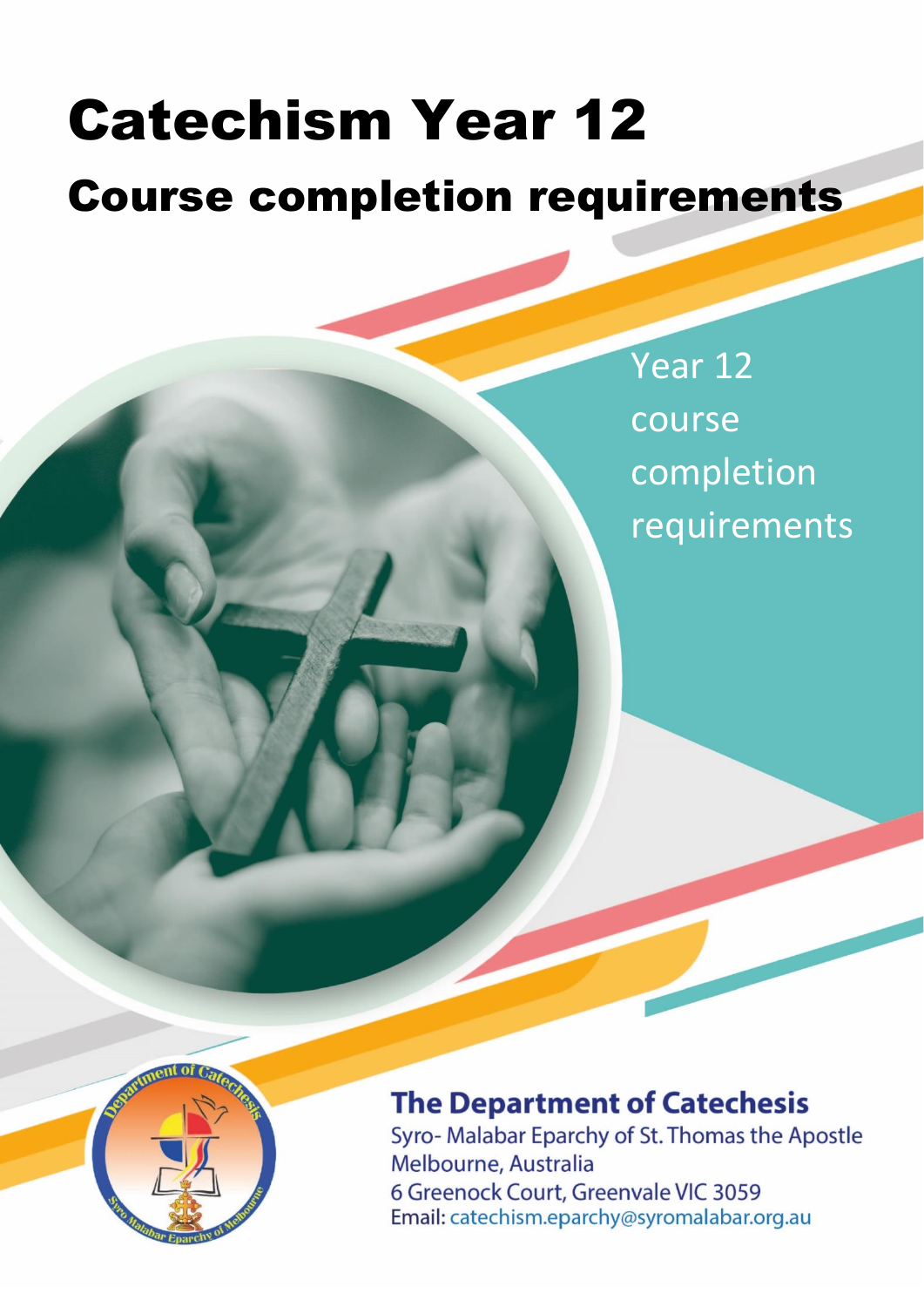# Catechism Year 12

## Course completion requirements

Year 12 course completion requirements

**The Department of Catechesis**

Syro- Malabar Eparchy of St. Thomas the Apostle
Melbourne, Australia
6 Greenock Court, Greenvale VIC 3059
Email: catechism.eparchy@syromalabar.org.au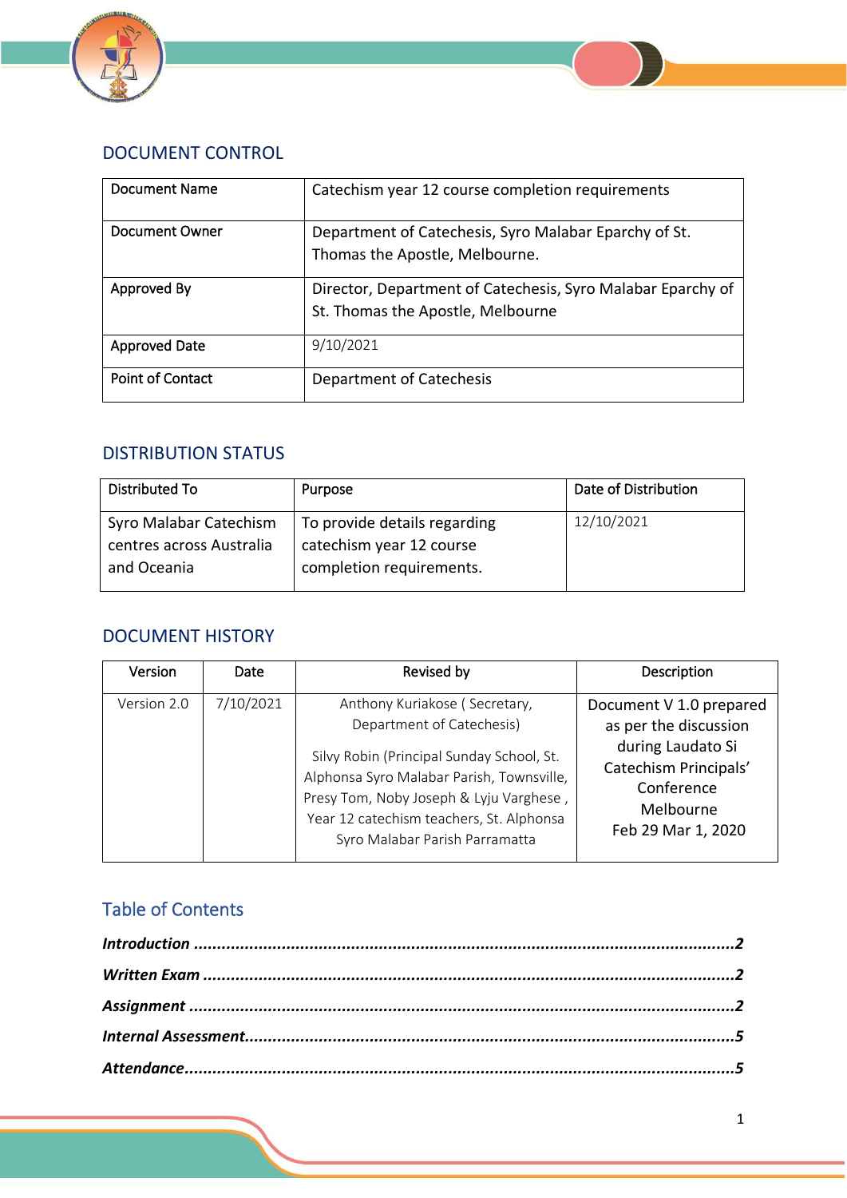## DOCUMENT CONTROL

| Document Name | Catechism year 12 course completion requirements |
|---|---|
| Document Owner | Department of Catechesis, Syro Malabar Eparchy of St. Thomas the Apostle, Melbourne. |
| Approved By | Director, Department of Catechesis, Syro Malabar Eparchy of St. Thomas the Apostle, Melbourne |
| Approved Date | 9/10/2021 |
| Point of Contact | Department of Catechesis |

## DISTRIBUTION STATUS

| Distributed To | Purpose | Date of Distribution |
|---|---|---|
| Syro Malabar Catechism centres across Australia and Oceania | To provide details regarding catechism year 12 course completion requirements. | 12/10/2021 |

## DOCUMENT HISTORY

| Version | Date | Revised by | Description |
|---|---|---|---|
| Version 2.0 | 7/10/2021 | Anthony Kuriakose ( Secretary, Department of Catechesis)<br><br>Silvy Robin (Principal Sunday School, St. Alphonsa Syro Malabar Parish, Townsville, Presy Tom, Noby Joseph & Lyju Varghese , Year 12 catechism teachers, St. Alphonsa Syro Malabar Parish Parramatta | Document V 1.0 prepared as per the discussion during Laudato Si Catechism Principals' Conference Melbourne Feb 29 Mar 1, 2020 |

## Table of Contents

***Introduction*** ........................................................................................................2

***Written Exam*** ......................................................................................................2

***Assignment*** .........................................................................................................2

***Internal Assessment***..............................................................................................5

***Attendance***..........................................................................................................5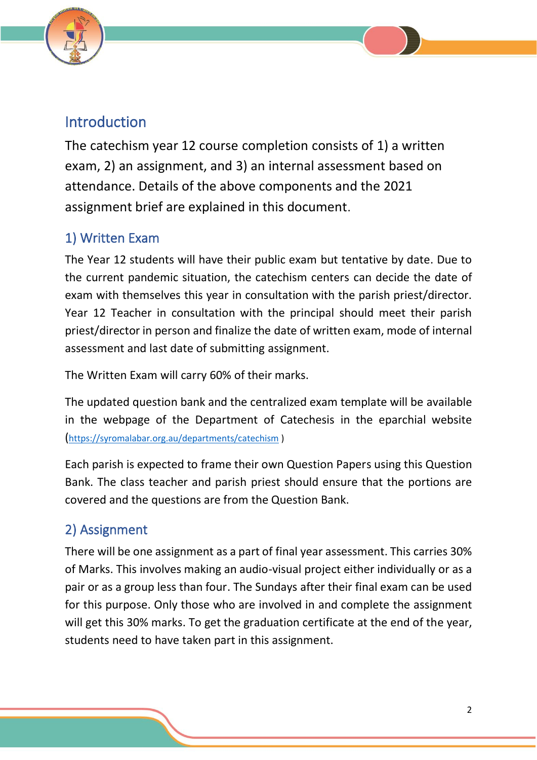## Introduction

The catechism year 12 course completion consists of 1) a written exam, 2) an assignment, and 3) an internal assessment based on attendance. Details of the above components and the 2021 assignment brief are explained in this document.

### 1) Written Exam

The Year 12 students will have their public exam but tentative by date. Due to the current pandemic situation, the catechism centers can decide the date of exam with themselves this year in consultation with the parish priest/director. Year 12 Teacher in consultation with the principal should meet their parish priest/director in person and finalize the date of written exam, mode of internal assessment and last date of submitting assignment.

The Written Exam will carry 60% of their marks.

The updated question bank and the centralized exam template will be available in the webpage of the Department of Catechesis in the eparchial website (https://syromalabar.org.au/departments/catechism )

Each parish is expected to frame their own Question Papers using this Question Bank. The class teacher and parish priest should ensure that the portions are covered and the questions are from the Question Bank.

### 2) Assignment

There will be one assignment as a part of final year assessment. This carries 30% of Marks. This involves making an audio-visual project either individually or as a pair or as a group less than four. The Sundays after their final exam can be used for this purpose. Only those who are involved in and complete the assignment will get this 30% marks. To get the graduation certificate at the end of the year, students need to have taken part in this assignment.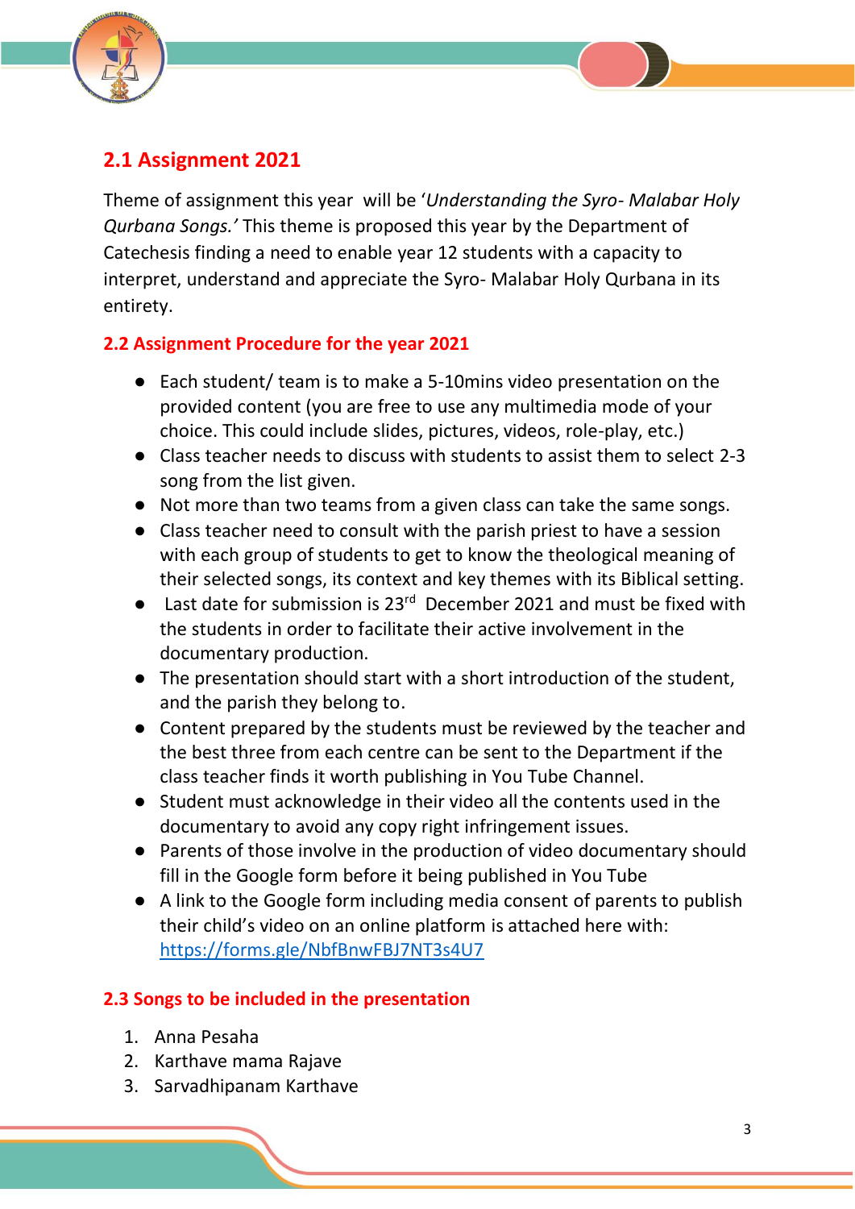## 2.1 Assignment 2021

Theme of assignment this year will be '*Understanding the Syro- Malabar Holy Qurbana Songs.'* This theme is proposed this year by the Department of Catechesis finding a need to enable year 12 students with a capacity to interpret, understand and appreciate the Syro- Malabar Holy Qurbana in its entirety.

### 2.2 Assignment Procedure for the year 2021

- Each student/ team is to make a 5-10mins video presentation on the provided content (you are free to use any multimedia mode of your choice. This could include slides, pictures, videos, role-play, etc.)
- Class teacher needs to discuss with students to assist them to select 2-3 song from the list given.
- Not more than two teams from a given class can take the same songs.
- Class teacher need to consult with the parish priest to have a session with each group of students to get to know the theological meaning of their selected songs, its context and key themes with its Biblical setting.
- Last date for submission is 23rd December 2021 and must be fixed with the students in order to facilitate their active involvement in the documentary production.
- The presentation should start with a short introduction of the student, and the parish they belong to.
- Content prepared by the students must be reviewed by the teacher and the best three from each centre can be sent to the Department if the class teacher finds it worth publishing in You Tube Channel.
- Student must acknowledge in their video all the contents used in the documentary to avoid any copy right infringement issues.
- Parents of those involve in the production of video documentary should fill in the Google form before it being published in You Tube
- A link to the Google form including media consent of parents to publish their child's video on an online platform is attached here with: https://forms.gle/NbfBnwFBJ7NT3s4U7

### 2.3 Songs to be included in the presentation

1. Anna Pesaha
2. Karthave mama Rajave
3. Sarvadhipanam Karthave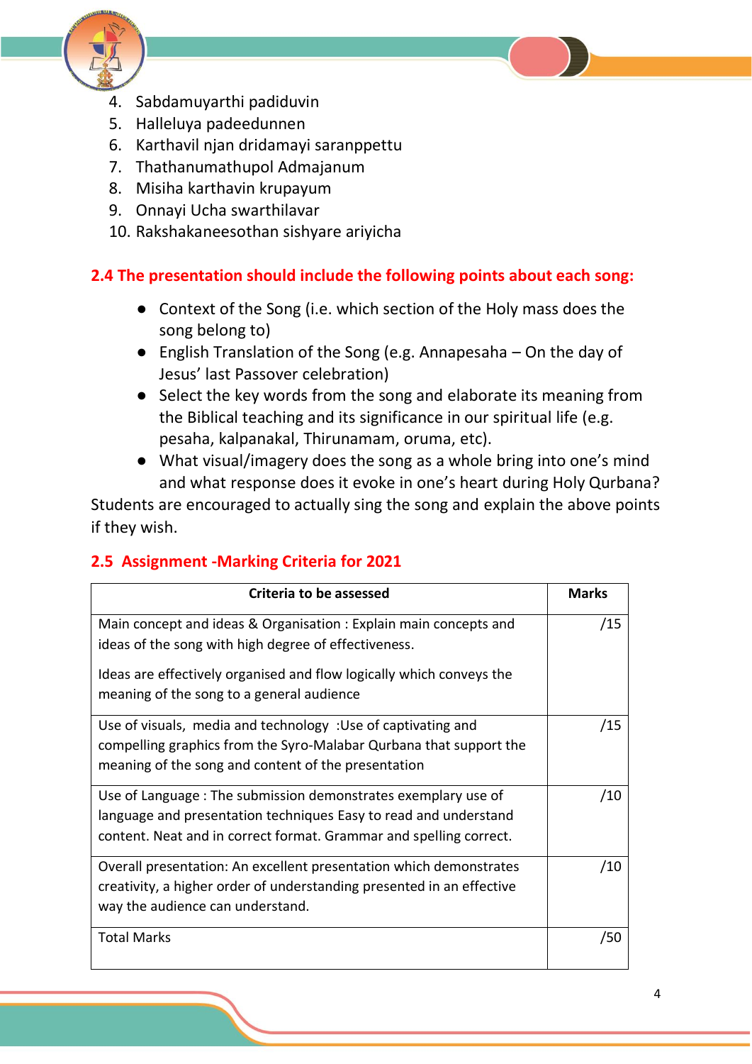4. Sabdamuyarthi padiduvin
5. Halleluya padeedunnen
6. Karthavil njan dridamayi saranppettu
7. Thathanumathupol Admajanum
8. Misiha karthavin krupayum
9. Onnayi Ucha swarthilavar
10. Rakshakaneesothan sishyare ariyicha

### 2.4 The presentation should include the following points about each song:

- Context of the Song (i.e. which section of the Holy mass does the song belong to)
- English Translation of the Song (e.g. Annapesaha – On the day of Jesus' last Passover celebration)
- Select the key words from the song and elaborate its meaning from the Biblical teaching and its significance in our spiritual life (e.g. pesaha, kalpanakal, Thirunamam, oruma, etc).
- What visual/imagery does the song as a whole bring into one's mind and what response does it evoke in one's heart during Holy Qurbana?

Students are encouraged to actually sing the song and explain the above points if they wish.

### 2.5 Assignment -Marking Criteria for 2021

| Criteria to be assessed | Marks |
|---|---|
| Main concept and ideas & Organisation : Explain main concepts and ideas of the song with high degree of effectiveness. Ideas are effectively organised and flow logically which conveys the meaning of the song to a general audience | /15 |
| Use of visuals, media and technology :Use of captivating and compelling graphics from the Syro-Malabar Qurbana that support the meaning of the song and content of the presentation | /15 |
| Use of Language : The submission demonstrates exemplary use of language and presentation techniques Easy to read and understand content. Neat and in correct format. Grammar and spelling correct. | /10 |
| Overall presentation: An excellent presentation which demonstrates creativity, a higher order of understanding presented in an effective way the audience can understand. | /10 |
| Total Marks | /50 |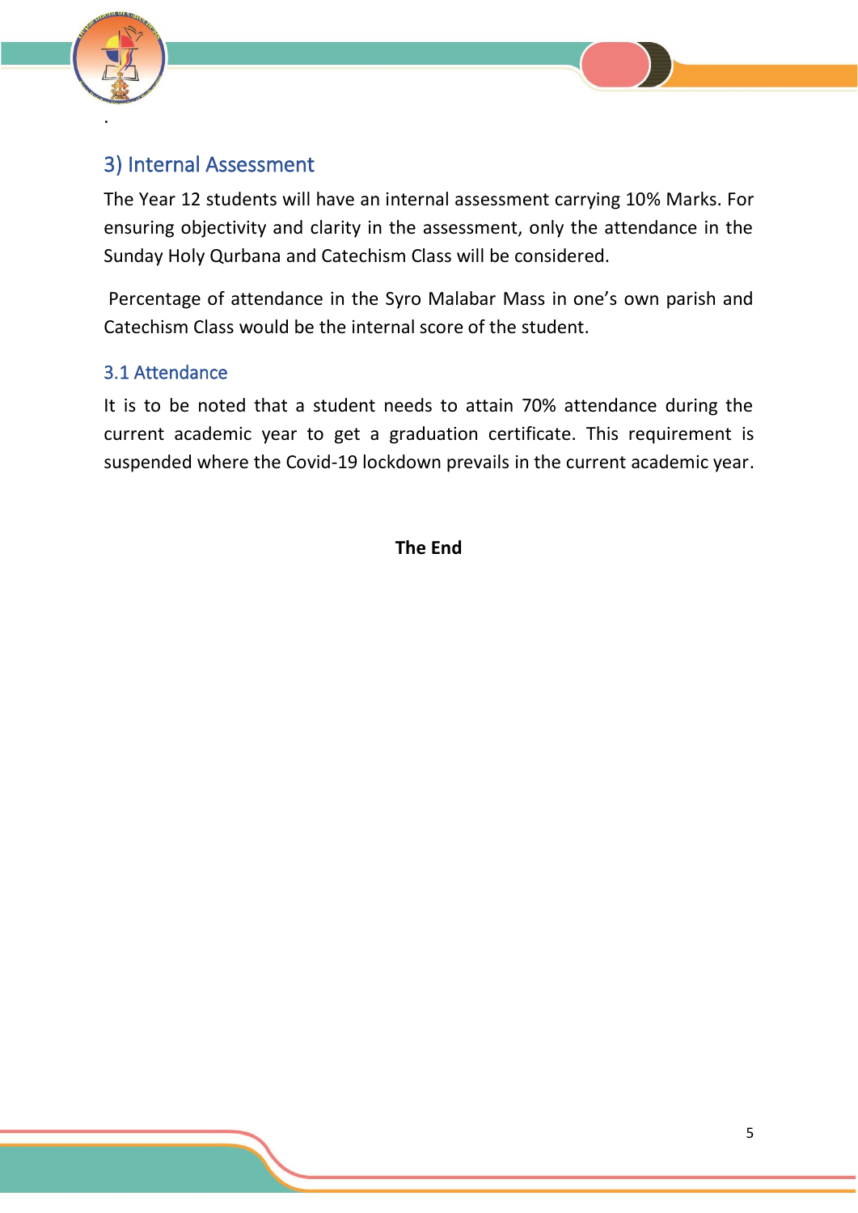.

## 3) Internal Assessment

The Year 12 students will have an internal assessment carrying 10% Marks. For ensuring objectivity and clarity in the assessment, only the attendance in the Sunday Holy Qurbana and Catechism Class will be considered.

Percentage of attendance in the Syro Malabar Mass in one's own parish and Catechism Class would be the internal score of the student.

### 3.1 Attendance

It is to be noted that a student needs to attain 70% attendance during the current academic year to get a graduation certificate. This requirement is suspended where the Covid-19 lockdown prevails in the current academic year.

**The End**